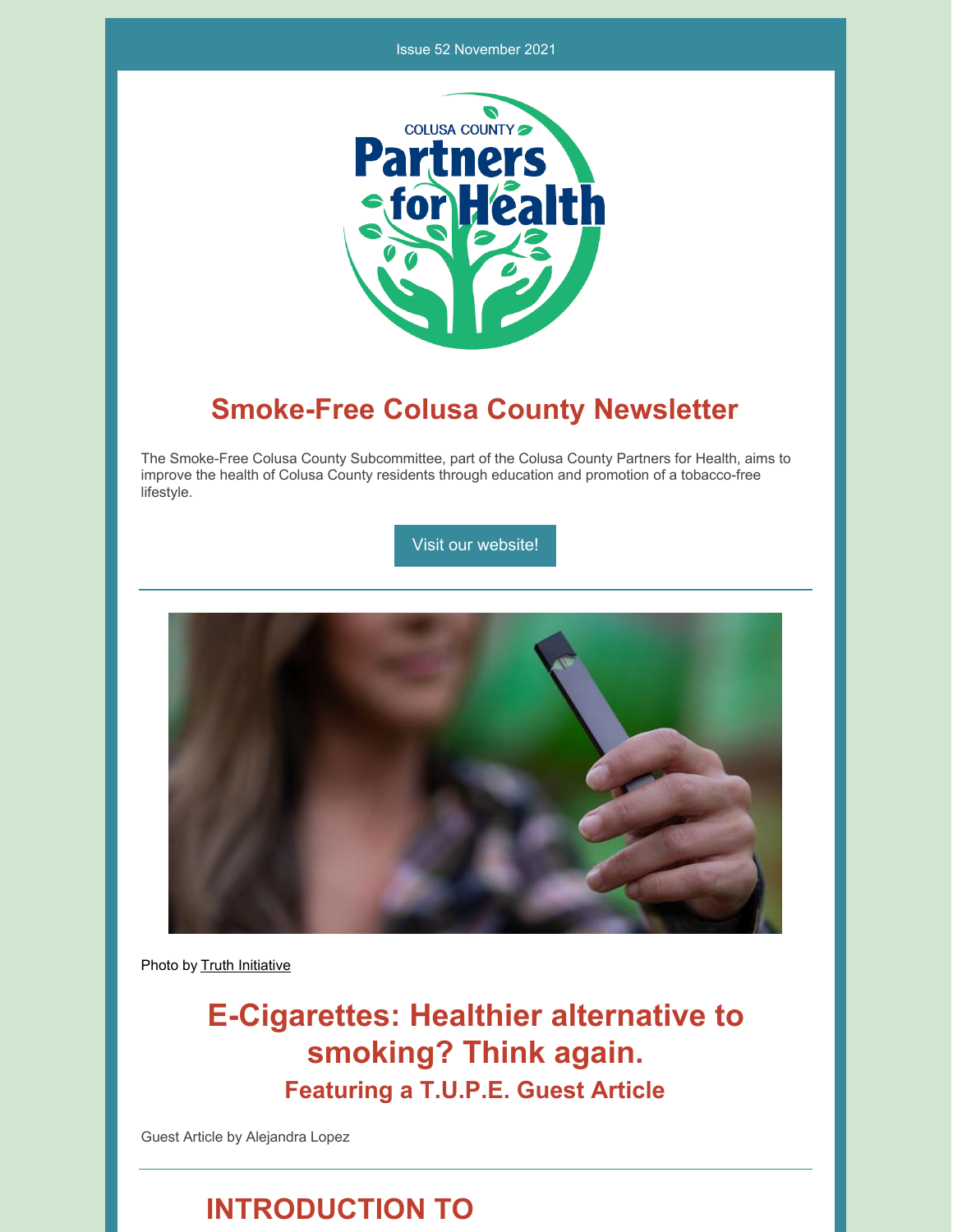Issue 52 November 2021

# Smoke-Free Colusa County Newsletter

The Smoke-Free Colusa County Subcommittee, part of the Colusa County Partners for Health, aims to improve the health of Colusa County residents through education and promotion of a tobacco-free lifestyle.

Visit our website!

Photo by Truth Initiative

## E-Cigarettes: Healthier alternative to smoking? Think again.

### Featuring a T.U.P.E. Guest Article

Guest Article by Alejandra Lopez

## INTRODUCTION TO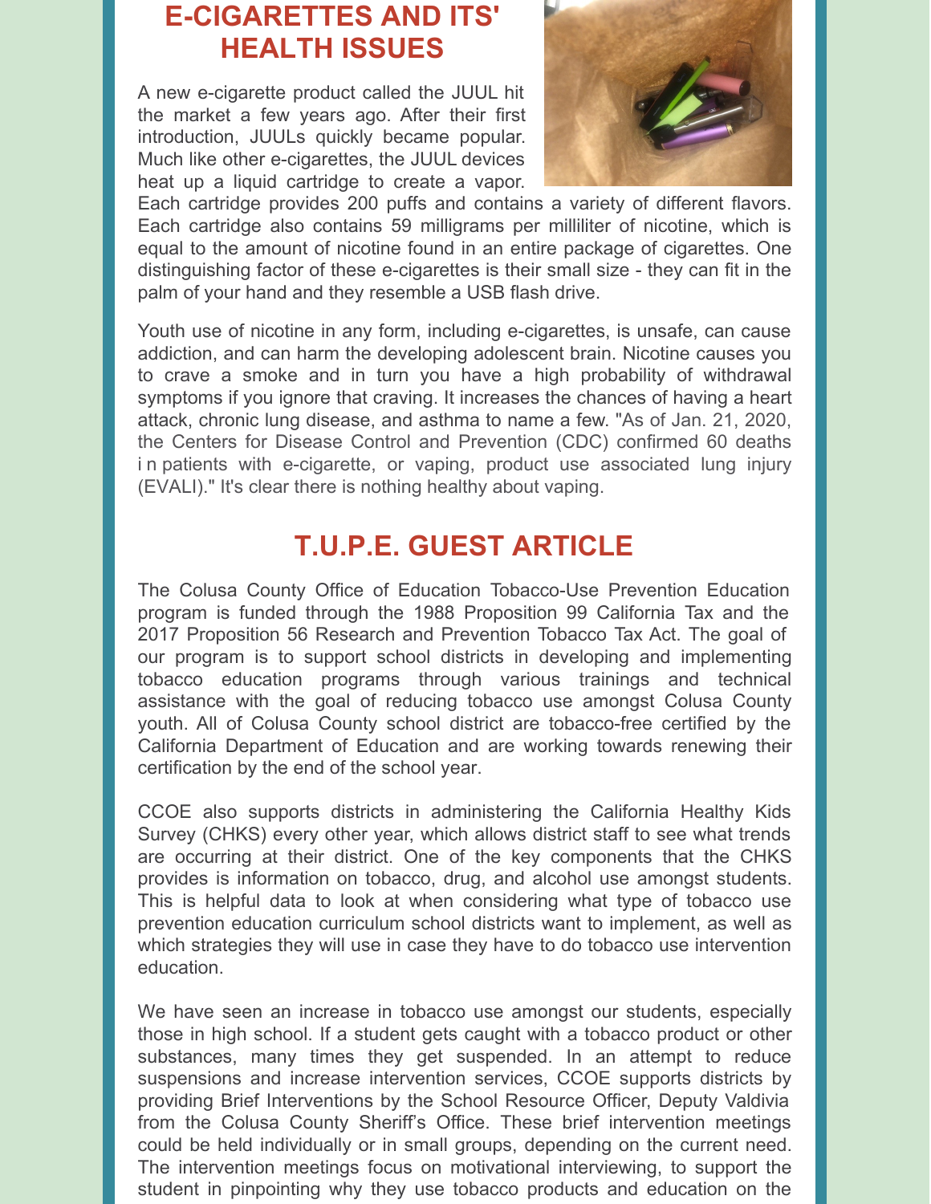## E-CIGARETTES AND ITS' HEALTH ISSUES

A new e-cigarette product called the JUUL hit the market a few years ago. After their first introduction, JUULs quickly became popular. Much like other e-cigarettes, the JUUL devices heat up a liquid cartridge to create a vapor. Each cartridge provides 200 puffs and contains a variety of different flavors. Each cartridge also contains 59 milligrams per milliliter of nicotine, which is equal to the amount of nicotine found in an entire package of cigarettes. One distinguishing factor of these e-cigarettes is their small size - they can fit in the palm of your hand and they resemble a USB flash drive.

Youth use of nicotine in any form, including e-cigarettes, is unsafe, can cause addiction, and can harm the developing adolescent brain. Nicotine causes you to crave a smoke and in turn you have a high probability of withdrawal symptoms if you ignore that craving. It increases the chances of having a heart attack, chronic lung disease, and asthma to name a few. "As of Jan. 21, 2020, the Centers for Disease Control and Prevention (CDC) confirmed 60 deaths i n patients with e-cigarette, or vaping, product use associated lung injury (EVALI)." It's clear there is nothing healthy about vaping.

## T.U.P.E. GUEST ARTICLE

The Colusa County Office of Education Tobacco-Use Prevention Education program is funded through the 1988 Proposition 99 California Tax and the 2017 Proposition 56 Research and Prevention Tobacco Tax Act. The goal of our program is to support school districts in developing and implementing tobacco education programs through various trainings and technical assistance with the goal of reducing tobacco use amongst Colusa County youth. All of Colusa County school district are tobacco-free certified by the California Department of Education and are working towards renewing their certification by the end of the school year.

CCOE also supports districts in administering the California Healthy Kids Survey (CHKS) every other year, which allows district staff to see what trends are occurring at their district. One of the key components that the CHKS provides is information on tobacco, drug, and alcohol use amongst students. This is helpful data to look at when considering what type of tobacco use prevention education curriculum school districts want to implement, as well as which strategies they will use in case they have to do tobacco use intervention education.

We have seen an increase in tobacco use amongst our students, especially those in high school. If a student gets caught with a tobacco product or other substances, many times they get suspended. In an attempt to reduce suspensions and increase intervention services, CCOE supports districts by providing Brief Interventions by the School Resource Officer, Deputy Valdivia from the Colusa County Sheriff's Office. These brief intervention meetings could be held individually or in small groups, depending on the current need. The intervention meetings focus on motivational interviewing, to support the student in pinpointing why they use tobacco products and education on the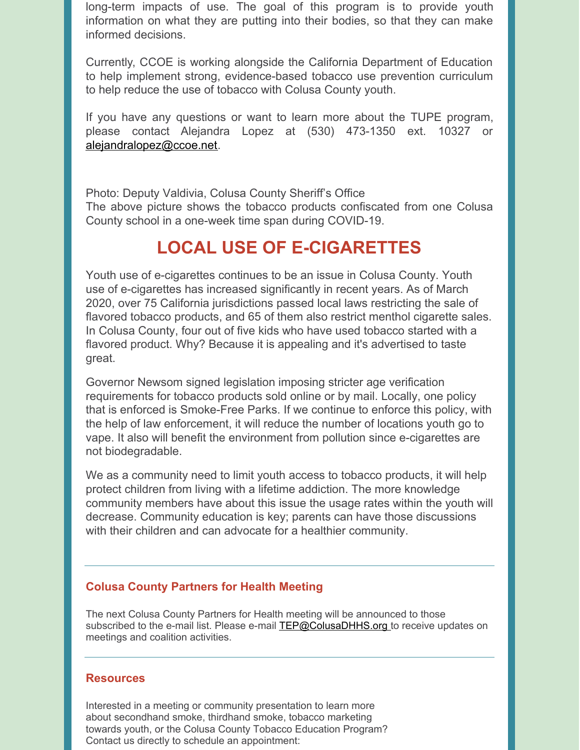long-term impacts of use. The goal of this program is to provide youth information on what they are putting into their bodies, so that they can make informed decisions.

Currently, CCOE is working alongside the California Department of Education to help implement strong, evidence-based tobacco use prevention curriculum to help reduce the use of tobacco with Colusa County youth.

If you have any questions or want to learn more about the TUPE program, please contact Alejandra Lopez at (530) 473-1350 ext. 10327 or alejandralopez@ccoe.net.

Photo: Deputy Valdivia, Colusa County Sheriff's Office
The above picture shows the tobacco products confiscated from one Colusa County school in a one-week time span during COVID-19.

## LOCAL USE OF E-CIGARETTES

Youth use of e-cigarettes continues to be an issue in Colusa County. Youth use of e-cigarettes has increased significantly in recent years. As of March 2020, over 75 California jurisdictions passed local laws restricting the sale of flavored tobacco products, and 65 of them also restrict menthol cigarette sales. In Colusa County, four out of five kids who have used tobacco started with a flavored product. Why? Because it is appealing and it's advertised to taste great.

Governor Newsom signed legislation imposing stricter age verification requirements for tobacco products sold online or by mail. Locally, one policy that is enforced is Smoke-Free Parks. If we continue to enforce this policy, with the help of law enforcement, it will reduce the number of locations youth go to vape. It also will benefit the environment from pollution since e-cigarettes are not biodegradable.

We as a community need to limit youth access to tobacco products, it will help protect children from living with a lifetime addiction. The more knowledge community members have about this issue the usage rates within the youth will decrease. Community education is key; parents can have those discussions with their children and can advocate for a healthier community.

---

### Colusa County Partners for Health Meeting

The next Colusa County Partners for Health meeting will be announced to those subscribed to the e-mail list. Please e-mail TEP@ColusaDHHS.org to receive updates on meetings and coalition activities.

---

### Resources

Interested in a meeting or community presentation to learn more about secondhand smoke, thirdhand smoke, tobacco marketing towards youth, or the Colusa County Tobacco Education Program? Contact us directly to schedule an appointment: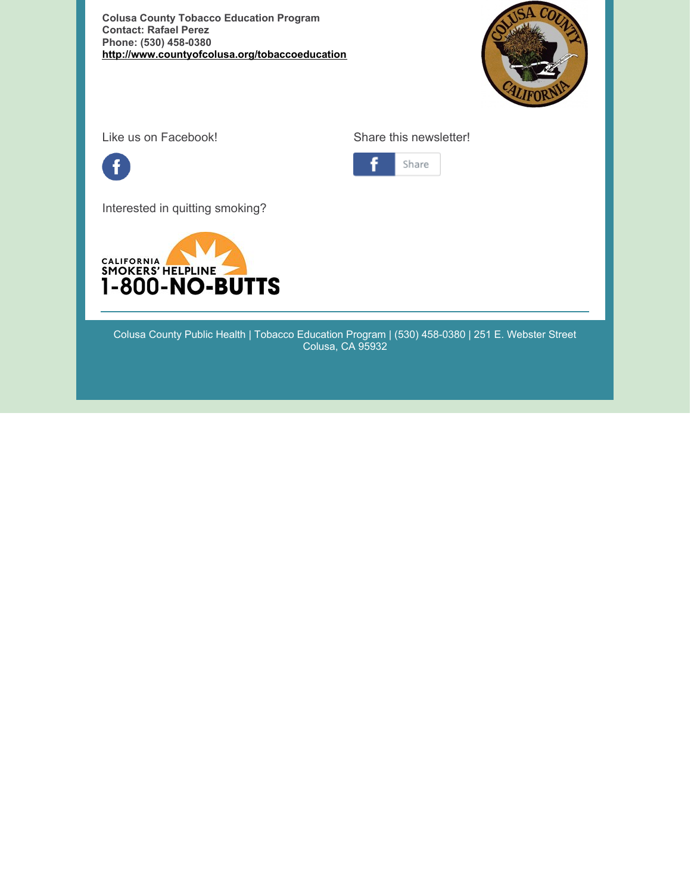**Colusa County Tobacco Education Program**
**Contact: Rafael Perez**
**Phone: (530) 458-0380**
**http://www.countyofcolusa.org/tobaccoeducation**

Like us on Facebook!

Share this newsletter!

Share

Interested in quitting smoking?

CALIFORNIA SMOKERS' HELPLINE
1-800-NO-BUTTS

Colusa County Public Health | Tobacco Education Program | (530) 458-0380 | 251 E. Webster Street
Colusa, CA 95932